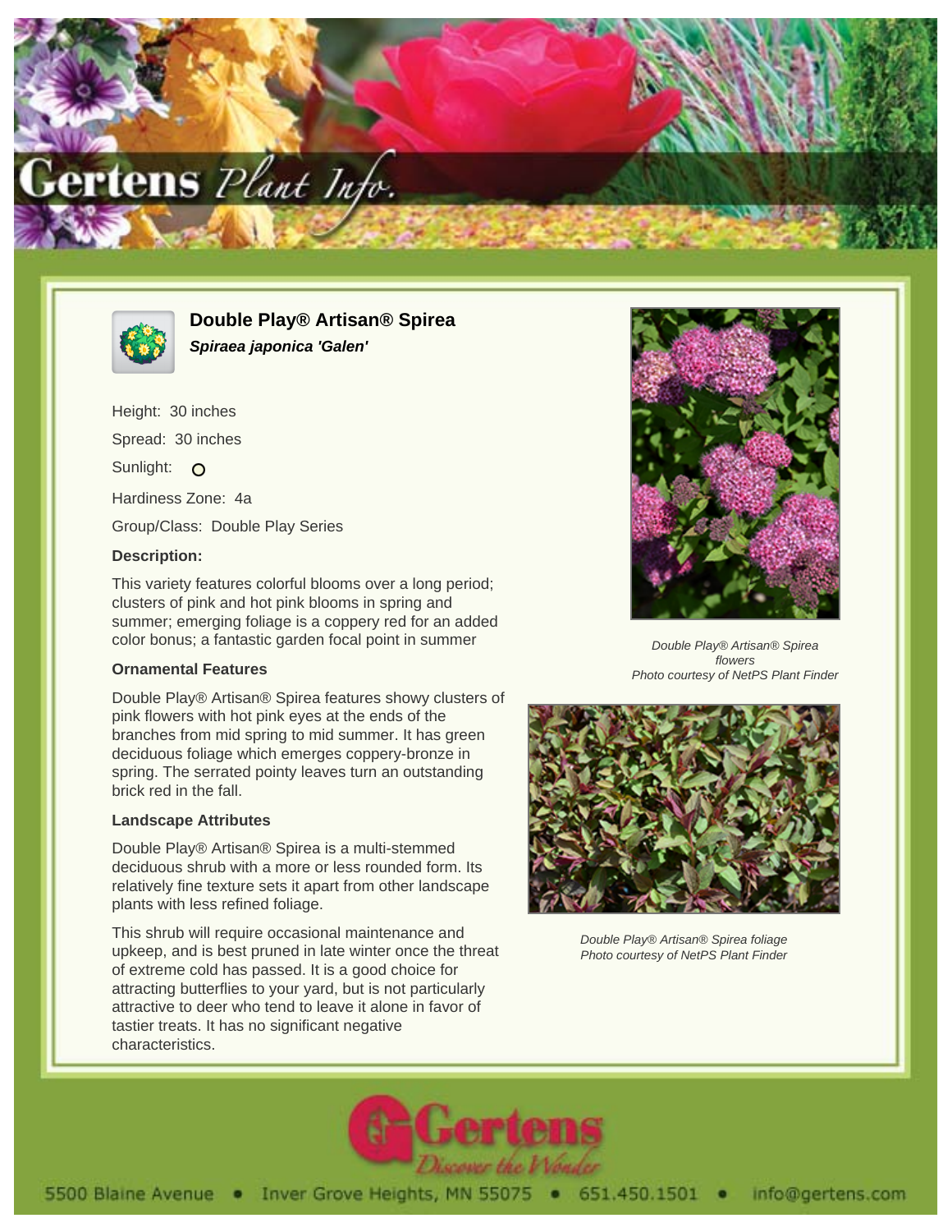# Double Play® Artisan® Spirea

***Spiraea japonica 'Galen'***

Height: 30 inches

Spread: 30 inches

Sunlight: O

Hardiness Zone: 4a

Group/Class: Double Play Series

**Description:**

This variety features colorful blooms over a long period; clusters of pink and hot pink blooms in spring and summer; emerging foliage is a coppery red for an added color bonus; a fantastic garden focal point in summer

**Ornamental Features**

Double Play® Artisan® Spirea features showy clusters of pink flowers with hot pink eyes at the ends of the branches from mid spring to mid summer. It has green deciduous foliage which emerges coppery-bronze in spring. The serrated pointy leaves turn an outstanding brick red in the fall.

**Landscape Attributes**

Double Play® Artisan® Spirea is a multi-stemmed deciduous shrub with a more or less rounded form. Its relatively fine texture sets it apart from other landscape plants with less refined foliage.

This shrub will require occasional maintenance and upkeep, and is best pruned in late winter once the threat of extreme cold has passed. It is a good choice for attracting butterflies to your yard, but is not particularly attractive to deer who tend to leave it alone in favor of tastier treats. It has no significant negative characteristics.

*Double Play® Artisan® Spirea flowers*
*Photo courtesy of NetPS Plant Finder*

*Double Play® Artisan® Spirea foliage*
*Photo courtesy of NetPS Plant Finder*

5500 Blaine Avenue • Inver Grove Heights, MN 55075 • 651.450.1501 • info@gertens.com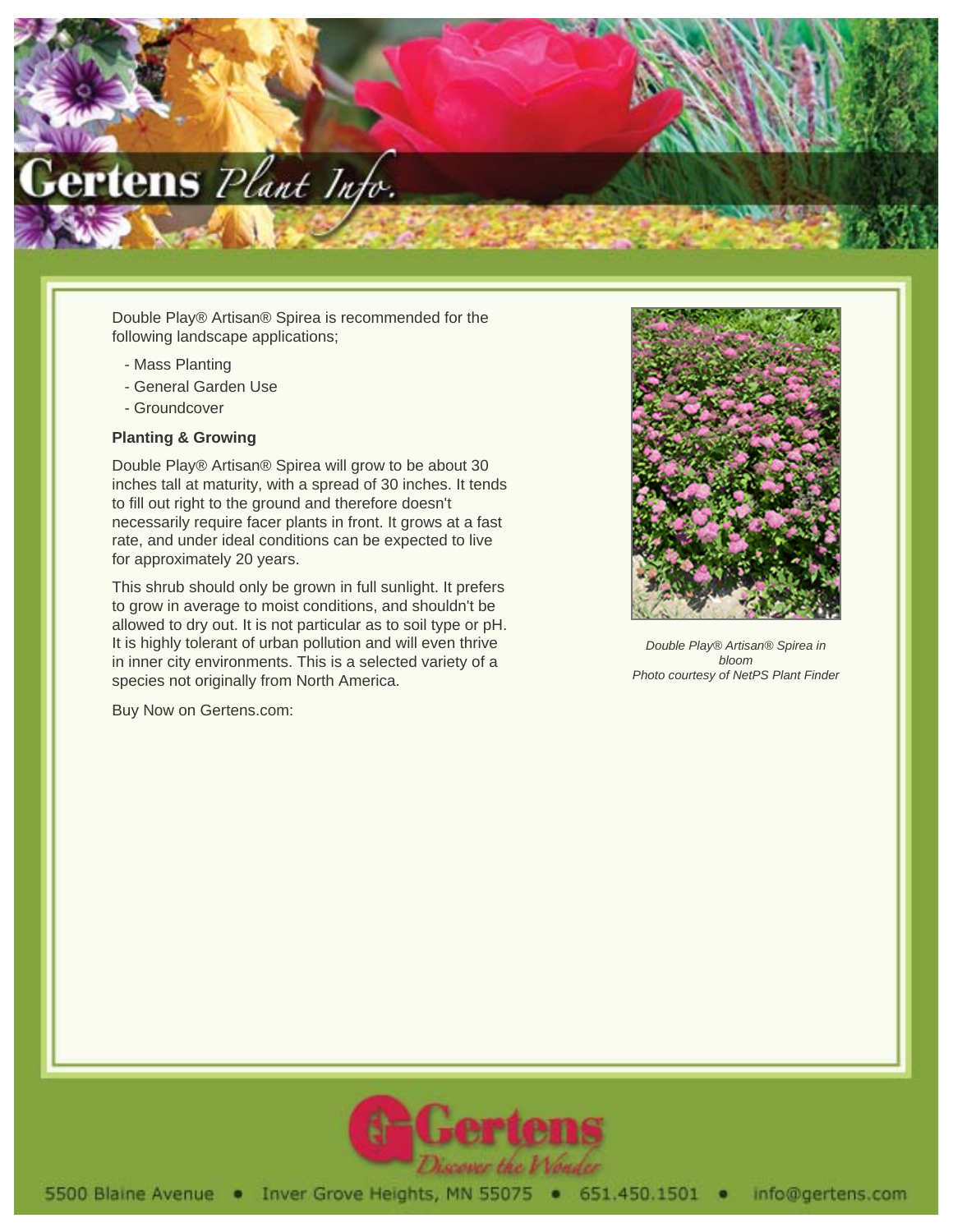Double Play® Artisan® Spirea is recommended for the following landscape applications;

- Mass Planting
- General Garden Use
- Groundcover

**Planting & Growing**

Double Play® Artisan® Spirea will grow to be about 30 inches tall at maturity, with a spread of 30 inches. It tends to fill out right to the ground and therefore doesn't necessarily require facer plants in front. It grows at a fast rate, and under ideal conditions can be expected to live for approximately 20 years.

This shrub should only be grown in full sunlight. It prefers to grow in average to moist conditions, and shouldn't be allowed to dry out. It is not particular as to soil type or pH. It is highly tolerant of urban pollution and will even thrive in inner city environments. This is a selected variety of a species not originally from North America.

Buy Now on Gertens.com:

*Double Play® Artisan® Spirea in bloom*
*Photo courtesy of NetPS Plant Finder*